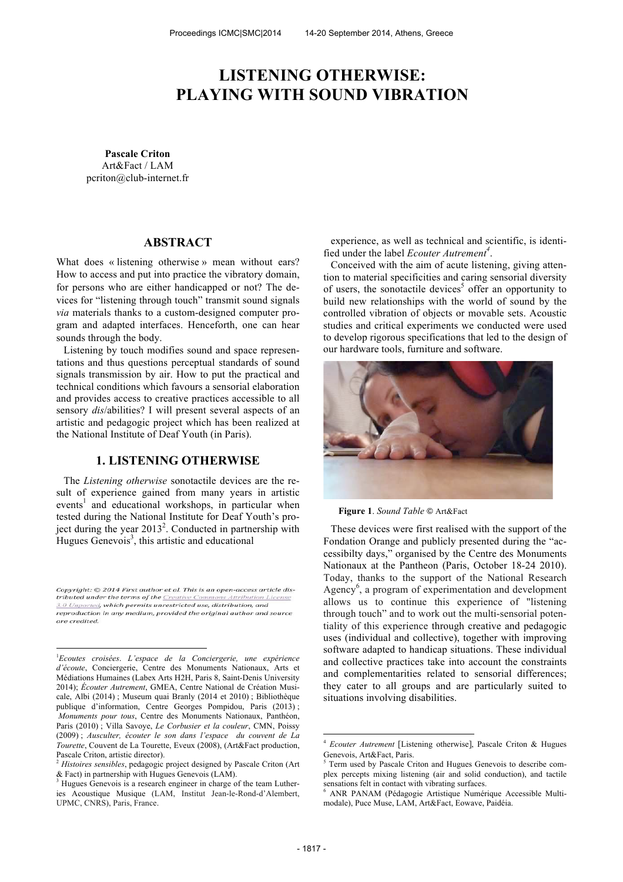# LISTENING OTHERWISE: PLAYING WITH SOUND VIBRATION

**Pascale Criton**
Art&Fact / LAM
pcriton@club-internet.fr

## ABSTRACT

What does « listening otherwise » mean without ears? How to access and put into practice the vibratory domain, for persons who are either handicapped or not? The devices for "listening through touch" transmit sound signals *via* materials thanks to a custom-designed computer program and adapted interfaces. Henceforth, one can hear sounds through the body.

Listening by touch modifies sound and space representations and thus questions perceptual standards of sound signals transmission by air. How to put the practical and technical conditions which favours a sensorial elaboration and provides access to creative practices accessible to all sensory *dis*/abilities? I will present several aspects of an artistic and pedagogic project which has been realized at the National Institute of Deaf Youth (in Paris).

## 1. LISTENING OTHERWISE

The *Listening otherwise* sonotactile devices are the result of experience gained from many years in artistic events[1] and educational workshops, in particular when tested during the National Institute for Deaf Youth's project during the year 2013[2]. Conducted in partnership with Hugues Genevois[3], this artistic and educational experience, as well as technical and scientific, is identified under the label *Ecouter Autrement*[4].

Conceived with the aim of acute listening, giving attention to material specificities and caring sensorial diversity of users, the sonotactile devices[5] offer an opportunity to build new relationships with the world of sound by the controlled vibration of objects or movable sets. Acoustic studies and critical experiments we conducted were used to develop rigorous specifications that led to the design of our hardware tools, furniture and software.

**Figure 1**. *Sound Table* © Art&Fact

These devices were first realised with the support of the Fondation Orange and publicly presented during the "accessibilty days," organised by the Centre des Monuments Nationaux at the Pantheon (Paris, October 18-24 2010). Today, thanks to the support of the National Research Agency[6], a program of experimentation and development allows us to continue this experience of "listening through touch" and to work out the multi-sensorial potentiality of this experience through creative and pedagogic uses (individual and collective), together with improving software adapted to handicap situations. These individual and collective practices take into account the constraints and complementarities related to sensorial differences; they cater to all groups and are particularly suited to situations involving disabilities.

*Copyright: © 2014 First author et al. This is an open-access article distributed under the terms of the Creative Commons Attribution License 3.0 Unported, which permits unrestricted use, distribution, and reproduction in any medium, provided the original author and source are credited.*

---

[1] *Ecoutes croisées. L'espace de la Conciergerie, une expérience d'écoute*, Conciergerie, Centre des Monuments Nationaux, Arts et Médiations Humaines (Labex Arts H2H, Paris 8, Saint-Denis University 2014); *Écouter Autrement*, GMEA, Centre National de Création Musicale, Albi (2014) ; Museum quai Branly (2014 et 2010) ; Bibliothèque publique d'information, Centre Georges Pompidou, Paris (2013) ; *Monuments pour tous*, Centre des Monuments Nationaux, Panthéon, Paris (2010) ; Villa Savoye, *Le Corbusier et la couleur*, CMN, Poissy (2009) ; *Ausculter, écouter le son dans l'espace du couvent de La Tourette*, Couvent de La Tourette, Eveux (2008), (Art&Fact production, Pascale Criton, artistic director).

[2] *Histoires sensibles*, pedagogic project designed by Pascale Criton (Art & Fact) in partnership with Hugues Genevois (LAM).

[3] Hugues Genevois is a research engineer in charge of the team Lutheries Acoustique Musique (LAM, Institut Jean-le-Rond-d'Alembert, UPMC, CNRS), Paris, France.

[4] *Ecouter Autrement* [Listening otherwise], Pascale Criton & Hugues Genevois, Art&Fact, Paris.

[5] Term used by Pascale Criton and Hugues Genevois to describe complex percepts mixing listening (air and solid conduction), and tactile sensations felt in contact with vibrating surfaces.

[6] ANR PANAM (Pédagogie Artistique Numérique Accessible Multimodale), Puce Muse, LAM, Art&Fact, Eowave, Paidéia.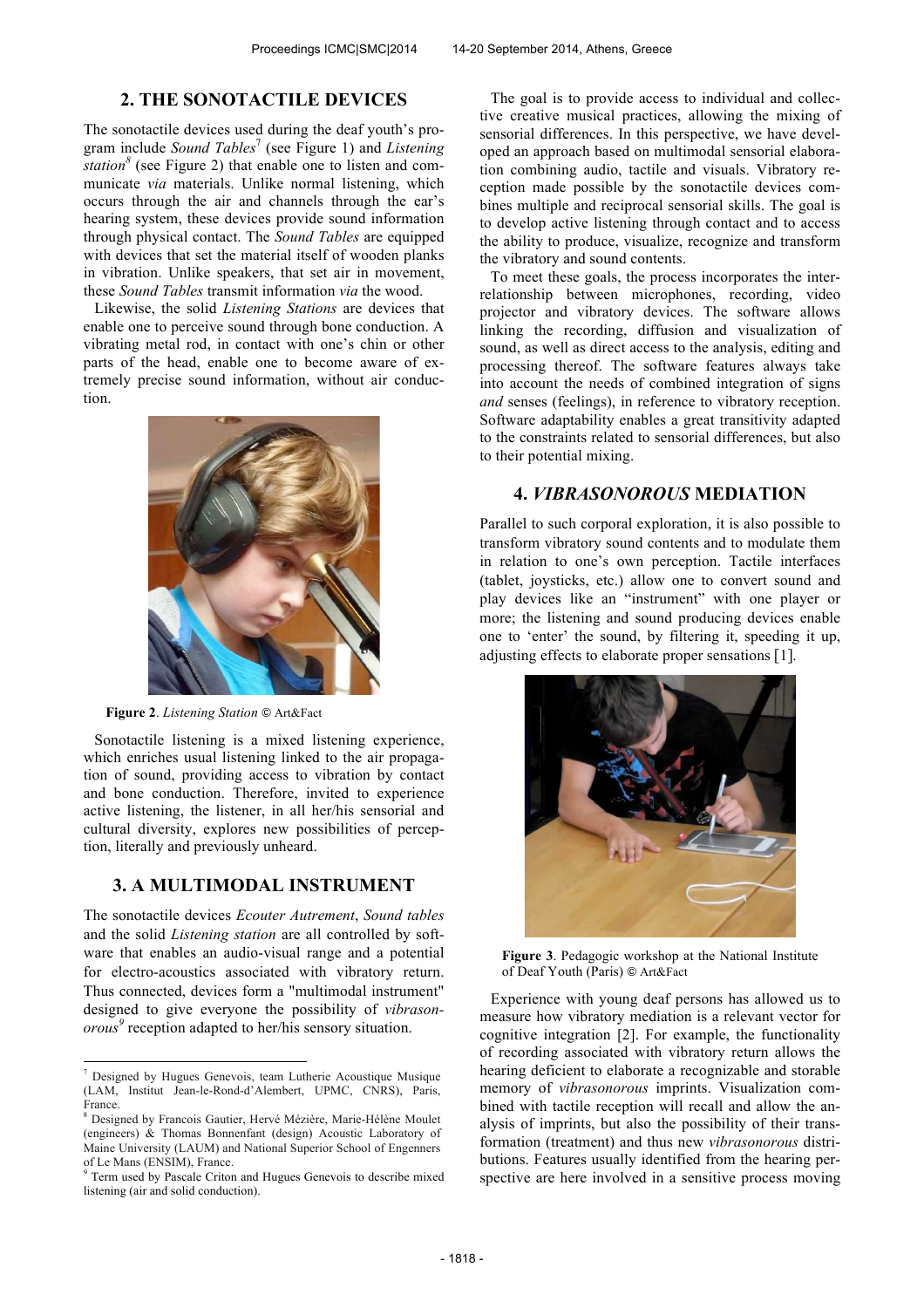## 2. THE SONOTACTILE DEVICES

The sonotactile devices used during the deaf youth's program include *Sound Tables*[7] (see Figure 1) and *Listening station*[8] (see Figure 2) that enable one to listen and communicate *via* materials. Unlike normal listening, which occurs through the air and channels through the ear's hearing system, these devices provide sound information through physical contact. The *Sound Tables* are equipped with devices that set the material itself of wooden planks in vibration. Unlike speakers, that set air in movement, these *Sound Tables* transmit information *via* the wood.

Likewise, the solid *Listening Stations* are devices that enable one to perceive sound through bone conduction. A vibrating metal rod, in contact with one's chin or other parts of the head, enable one to become aware of extremely precise sound information, without air conduction.

**Figure 2**. *Listening Station* © Art&Fact

Sonotactile listening is a mixed listening experience, which enriches usual listening linked to the air propagation of sound, providing access to vibration by contact and bone conduction. Therefore, invited to experience active listening, the listener, in all her/his sensorial and cultural diversity, explores new possibilities of perception, literally and previously unheard.

## 3. A MULTIMODAL INSTRUMENT

The sonotactile devices *Ecouter Autrement*, *Sound tables* and the solid *Listening station* are all controlled by software that enables an audio-visual range and a potential for electro-acoustics associated with vibratory return. Thus connected, devices form a "multimodal instrument" designed to give everyone the possibility of *vibrasonorous*[9] reception adapted to her/his sensory situation.

The goal is to provide access to individual and collective creative musical practices, allowing the mixing of sensorial differences. In this perspective, we have developed an approach based on multimodal sensorial elaboration combining audio, tactile and visuals. Vibratory reception made possible by the sonotactile devices combines multiple and reciprocal sensorial skills. The goal is to develop active listening through contact and to access the ability to produce, visualize, recognize and transform the vibratory and sound contents.

To meet these goals, the process incorporates the interrelationship between microphones, recording, video projector and vibratory devices. The software allows linking the recording, diffusion and visualization of sound, as well as direct access to the analysis, editing and processing thereof. The software features always take into account the needs of combined integration of signs *and* senses (feelings), in reference to vibratory reception. Software adaptability enables a great transitivity adapted to the constraints related to sensorial differences, but also to their potential mixing.

## 4. *VIBRASONOROUS* MEDIATION

Parallel to such corporal exploration, it is also possible to transform vibratory sound contents and to modulate them in relation to one's own perception. Tactile interfaces (tablet, joysticks, etc.) allow one to convert sound and play devices like an "instrument" with one player or more; the listening and sound producing devices enable one to 'enter' the sound, by filtering it, speeding it up, adjusting effects to elaborate proper sensations [1].

**Figure 3**. Pedagogic workshop at the National Institute of Deaf Youth (Paris) © Art&Fact

Experience with young deaf persons has allowed us to measure how vibratory mediation is a relevant vector for cognitive integration [2]. For example, the functionality of recording associated with vibratory return allows the hearing deficient to elaborate a recognizable and storable memory of *vibrasonorous* imprints. Visualization combined with tactile reception will recall and allow the analysis of imprints, but also the possibility of their transformation (treatment) and thus new *vibrasonorous* distributions. Features usually identified from the hearing perspective are here involved in a sensitive process moving

---

[7] Designed by Hugues Genevois, team Lutherie Acoustique Musique (LAM, Institut Jean-le-Rond-d'Alembert, UPMC, CNRS), Paris, France.

[8] Designed by Francois Gautier, Hervé Mézière, Marie-Hélène Moulet (engineers) & Thomas Bonnenfant (design) Acoustic Laboratory of Maine University (LAUM) and National Superior School of Engenners of Le Mans (ENSIM), France.

[9] Term used by Pascale Criton and Hugues Genevois to describe mixed listening (air and solid conduction).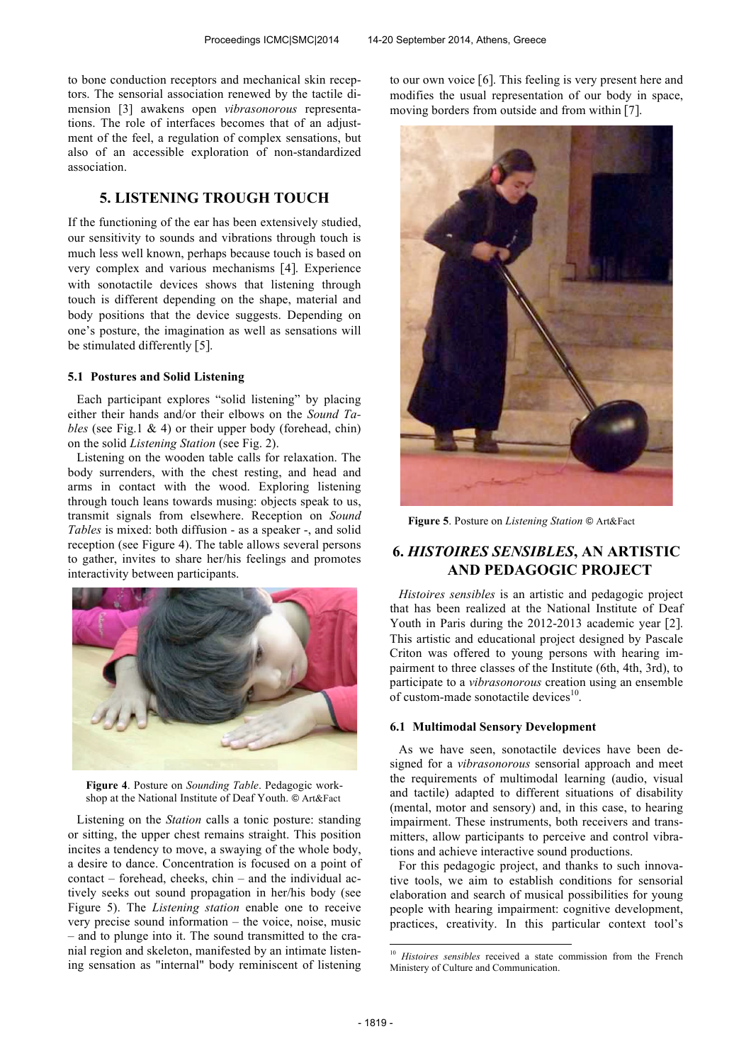to bone conduction receptors and mechanical skin receptors. The sensorial association renewed by the tactile dimension [3] awakens open *vibrasonorous* representations. The role of interfaces becomes that of an adjustment of the feel, a regulation of complex sensations, but also of an accessible exploration of non-standardized association.

## 5. LISTENING TROUGH TOUCH

If the functioning of the ear has been extensively studied, our sensitivity to sounds and vibrations through touch is much less well known, perhaps because touch is based on very complex and various mechanisms [4]. Experience with sonotactile devices shows that listening through touch is different depending on the shape, material and body positions that the device suggests. Depending on one's posture, the imagination as well as sensations will be stimulated differently [5].

### 5.1 Postures and Solid Listening

Each participant explores "solid listening" by placing either their hands and/or their elbows on the *Sound Tables* (see Fig.1 & 4) or their upper body (forehead, chin) on the solid *Listening Station* (see Fig. 2).

Listening on the wooden table calls for relaxation. The body surrenders, with the chest resting, and head and arms in contact with the wood. Exploring listening through touch leans towards musing: objects speak to us, transmit signals from elsewhere. Reception on *Sound Tables* is mixed: both diffusion - as a speaker -, and solid reception (see Figure 4). The table allows several persons to gather, invites to share her/his feelings and promotes interactivity between participants.

**Figure 4**. Posture on *Sounding Table*. Pedagogic workshop at the National Institute of Deaf Youth. © Art&Fact

Listening on the *Station* calls a tonic posture: standing or sitting, the upper chest remains straight. This position incites a tendency to move, a swaying of the whole body, a desire to dance. Concentration is focused on a point of contact – forehead, cheeks, chin – and the individual actively seeks out sound propagation in her/his body (see Figure 5). The *Listening station* enable one to receive very precise sound information – the voice, noise, music – and to plunge into it. The sound transmitted to the cranial region and skeleton, manifested by an intimate listening sensation as "internal" body reminiscent of listening to our own voice [6]. This feeling is very present here and modifies the usual representation of our body in space, moving borders from outside and from within [7].

**Figure 5**. Posture on *Listening Station* © Art&Fact

## 6. *HISTOIRES SENSIBLES*, AN ARTISTIC AND PEDAGOGIC PROJECT

*Histoires sensibles* is an artistic and pedagogic project that has been realized at the National Institute of Deaf Youth in Paris during the 2012-2013 academic year [2]. This artistic and educational project designed by Pascale Criton was offered to young persons with hearing impairment to three classes of the Institute (6th, 4th, 3rd), to participate to a *vibrasonorous* creation using an ensemble of custom-made sonotactile devices[10].

### 6.1 Multimodal Sensory Development

As we have seen, sonotactile devices have been designed for a *vibrasonorous* sensorial approach and meet the requirements of multimodal learning (audio, visual and tactile) adapted to different situations of disability (mental, motor and sensory) and, in this case, to hearing impairment. These instruments, both receivers and transmitters, allow participants to perceive and control vibrations and achieve interactive sound productions.

For this pedagogic project, and thanks to such innovative tools, we aim to establish conditions for sensorial elaboration and search of musical possibilities for young people with hearing impairment: cognitive development, practices, creativity. In this particular context tool's

[10] *Histoires sensibles* received a state commission from the French Ministery of Culture and Communication.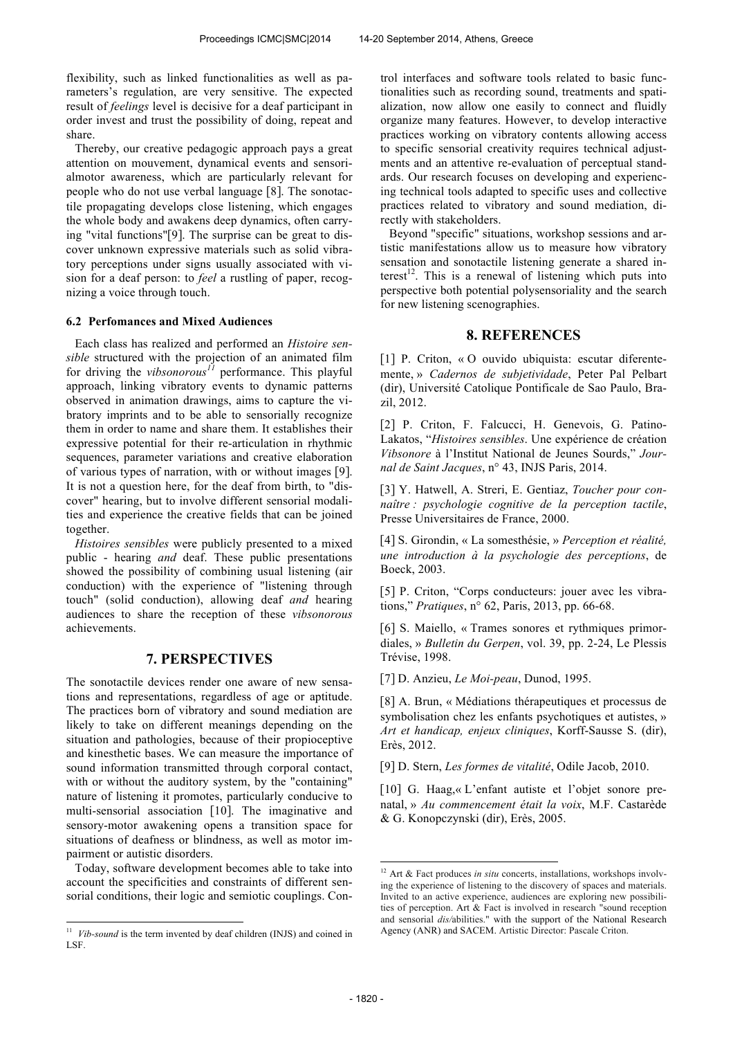flexibility, such as linked functionalities as well as parameters's regulation, are very sensitive. The expected result of *feelings* level is decisive for a deaf participant in order invest and trust the possibility of doing, repeat and share.

Thereby, our creative pedagogic approach pays a great attention on mouvement, dynamical events and sensorialmotor awareness, which are particularly relevant for people who do not use verbal language [8]. The sonotactile propagating develops close listening, which engages the whole body and awakens deep dynamics, often carrying "vital functions"[9]. The surprise can be great to discover unknown expressive materials such as solid vibratory perceptions under signs usually associated with vision for a deaf person: to *feel* a rustling of paper, recognizing a voice through touch.

### 6.2 Perfomances and Mixed Audiences

Each class has realized and performed an *Histoire sensible* structured with the projection of an animated film for driving the *vibsonorous*[11] performance. This playful approach, linking vibratory events to dynamic patterns observed in animation drawings, aims to capture the vibratory imprints and to be able to sensorially recognize them in order to name and share them. It establishes their expressive potential for their re-articulation in rhythmic sequences, parameter variations and creative elaboration of various types of narration, with or without images [9]. It is not a question here, for the deaf from birth, to "discover" hearing, but to involve different sensorial modalities and experience the creative fields that can be joined together.

*Histoires sensibles* were publicly presented to a mixed public - hearing *and* deaf. These public presentations showed the possibility of combining usual listening (air conduction) with the experience of "listening through touch" (solid conduction), allowing deaf *and* hearing audiences to share the reception of these *vibsonorous* achievements.

## 7. PERSPECTIVES

The sonotactile devices render one aware of new sensations and representations, regardless of age or aptitude. The practices born of vibratory and sound mediation are likely to take on different meanings depending on the situation and pathologies, because of their propioceptive and kinesthetic bases. We can measure the importance of sound information transmitted through corporal contact, with or without the auditory system, by the "containing" nature of listening it promotes, particularly conducive to multi-sensorial association [10]. The imaginative and sensory-motor awakening opens a transition space for situations of deafness or blindness, as well as motor impairment or autistic disorders.

Today, software development becomes able to take into account the specificities and constraints of different sensorial conditions, their logic and semiotic couplings. Control interfaces and software tools related to basic functionalities such as recording sound, treatments and spatialization, now allow one easily to connect and fluidly organize many features. However, to develop interactive practices working on vibratory contents allowing access to specific sensorial creativity requires technical adjustments and an attentive re-evaluation of perceptual standards. Our research focuses on developing and experiencing technical tools adapted to specific uses and collective practices related to vibratory and sound mediation, directly with stakeholders.

Beyond "specific" situations, workshop sessions and artistic manifestations allow us to measure how vibratory sensation and sonotactile listening generate a shared interest[12]. This is a renewal of listening which puts into perspective both potential polysensoriality and the search for new listening scenographies.

## 8. REFERENCES

[1] P. Criton, « O ouvido ubiquista: escutar diferentemente, » *Cadernos de subjetividade*, Peter Pal Pelbart (dir), Université Catolique Pontificale de Sao Paulo, Brazil, 2012.

[2] P. Criton, F. Falcucci, H. Genevois, G. Patino-Lakatos, "*Histoires sensibles*. Une expérience de création *Vibsonore* à l'Institut National de Jeunes Sourds," *Journal de Saint Jacques*, n° 43, INJS Paris, 2014.

[3] Y. Hatwell, A. Streri, E. Gentiaz, *Toucher pour connaître : psychologie cognitive de la perception tactile*, Presse Universitaires de France, 2000.

[4] S. Girondin, « La somesthésie, » *Perception et réalité, une introduction à la psychologie des perceptions*, de Boeck, 2003.

[5] P. Criton, "Corps conducteurs: jouer avec les vibrations," *Pratiques*, n° 62, Paris, 2013, pp. 66-68.

[6] S. Maiello, « Trames sonores et rythmiques primordiales, » *Bulletin du Gerpen*, vol. 39, pp. 2-24, Le Plessis Trévise, 1998.

[7] D. Anzieu, *Le Moi-peau*, Dunod, 1995.

[8] A. Brun, « Médiations thérapeutiques et processus de symbolisation chez les enfants psychotiques et autistes, » *Art et handicap, enjeux cliniques*, Korff-Sausse S. (dir), Erès, 2012.

[9] D. Stern, *Les formes de vitalité*, Odile Jacob, 2010.

[10] G. Haag,« L'enfant autiste et l'objet sonore prenatal, » *Au commencement était la voix*, M.F. Castarède & G. Konopczynski (dir), Erès, 2005.

---

[11] *Vib-sound* is the term invented by deaf children (INJS) and coined in LSF.

[12] Art & Fact produces *in situ* concerts, installations, workshops involving the experience of listening to the discovery of spaces and materials. Invited to an active experience, audiences are exploring new possibilities of perception. Art & Fact is involved in research "sound reception and sensorial *dis/*abilities." with the support of the National Research Agency (ANR) and SACEM. Artistic Director: Pascale Criton.